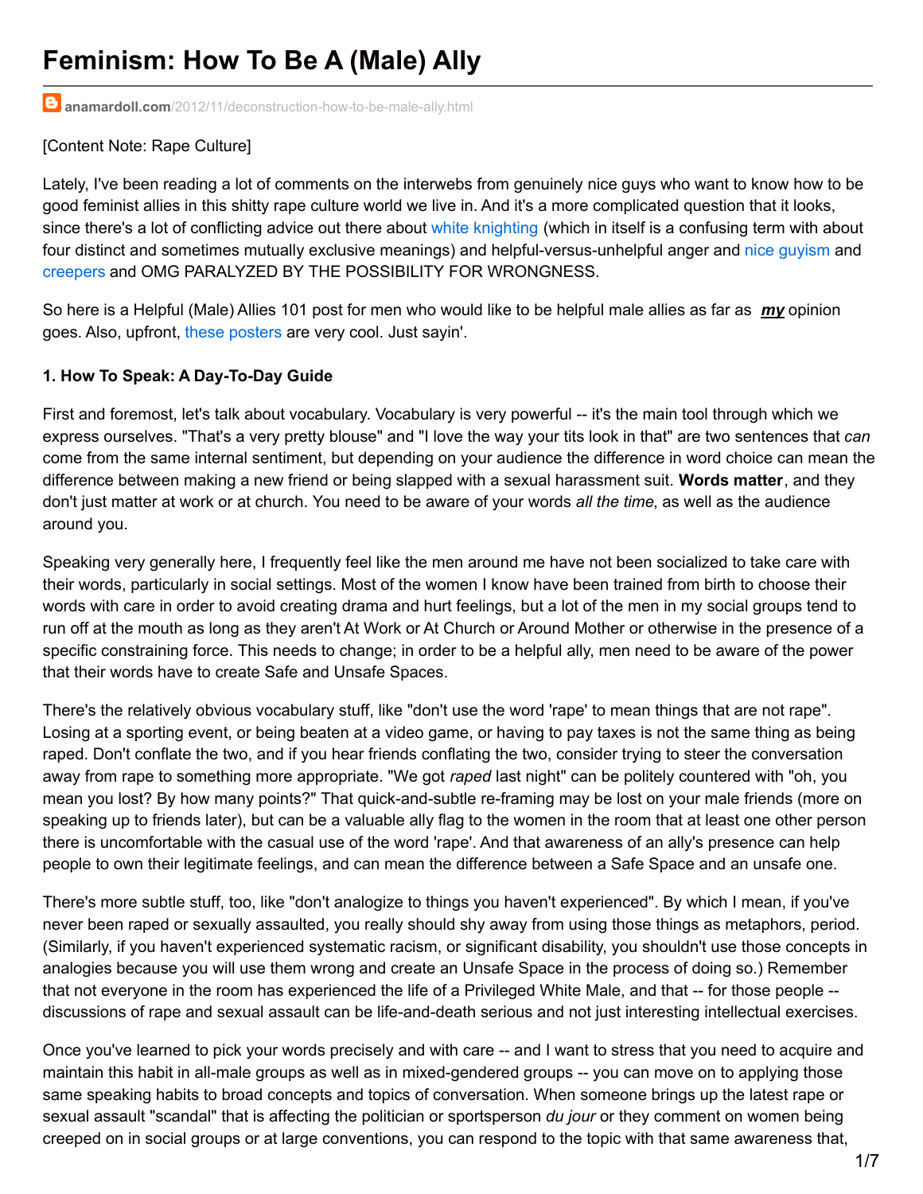# Feminism: How To Be A (Male) Ally

anamardoll.com/2012/11/deconstruction-how-to-be-male-ally.html

[Content Note: Rape Culture]

Lately, I've been reading a lot of comments on the interwebs from genuinely nice guys who want to know how to be good feminist allies in this shitty rape culture world we live in. And it's a more complicated question that it looks, since there's a lot of conflicting advice out there about white knighting (which in itself is a confusing term with about four distinct and sometimes mutually exclusive meanings) and helpful-versus-unhelpful anger and nice guyism and creepers and OMG PARALYZED BY THE POSSIBILITY FOR WRONGNESS.

So here is a Helpful (Male) Allies 101 post for men who would like to be helpful male allies as far as ***my*** opinion goes. Also, upfront, these posters are very cool. Just sayin'.

**1. How To Speak: A Day-To-Day Guide**

First and foremost, let's talk about vocabulary. Vocabulary is very powerful -- it's the main tool through which we express ourselves. "That's a very pretty blouse" and "I love the way your tits look in that" are two sentences that *can* come from the same internal sentiment, but depending on your audience the difference in word choice can mean the difference between making a new friend or being slapped with a sexual harassment suit. **Words matter**, and they don't just matter at work or at church. You need to be aware of your words *all the time*, as well as the audience around you.

Speaking very generally here, I frequently feel like the men around me have not been socialized to take care with their words, particularly in social settings. Most of the women I know have been trained from birth to choose their words with care in order to avoid creating drama and hurt feelings, but a lot of the men in my social groups tend to run off at the mouth as long as they aren't At Work or At Church or Around Mother or otherwise in the presence of a specific constraining force. This needs to change; in order to be a helpful ally, men need to be aware of the power that their words have to create Safe and Unsafe Spaces.

There's the relatively obvious vocabulary stuff, like "don't use the word 'rape' to mean things that are not rape". Losing at a sporting event, or being beaten at a video game, or having to pay taxes is not the same thing as being raped. Don't conflate the two, and if you hear friends conflating the two, consider trying to steer the conversation away from rape to something more appropriate. "We got *raped* last night" can be politely countered with "oh, you mean you lost? By how many points?" That quick-and-subtle re-framing may be lost on your male friends (more on speaking up to friends later), but can be a valuable ally flag to the women in the room that at least one other person there is uncomfortable with the casual use of the word 'rape'. And that awareness of an ally's presence can help people to own their legitimate feelings, and can mean the difference between a Safe Space and an unsafe one.

There's more subtle stuff, too, like "don't analogize to things you haven't experienced". By which I mean, if you've never been raped or sexually assaulted, you really should shy away from using those things as metaphors, period. (Similarly, if you haven't experienced systematic racism, or significant disability, you shouldn't use those concepts in analogies because you will use them wrong and create an Unsafe Space in the process of doing so.) Remember that not everyone in the room has experienced the life of a Privileged White Male, and that -- for those people -- discussions of rape and sexual assault can be life-and-death serious and not just interesting intellectual exercises.

Once you've learned to pick your words precisely and with care -- and I want to stress that you need to acquire and maintain this habit in all-male groups as well as in mixed-gendered groups -- you can move on to applying those same speaking habits to broad concepts and topics of conversation. When someone brings up the latest rape or sexual assault "scandal" that is affecting the politician or sportsperson *du jour* or they comment on women being creeped on in social groups or at large conventions, you can respond to the topic with that same awareness that,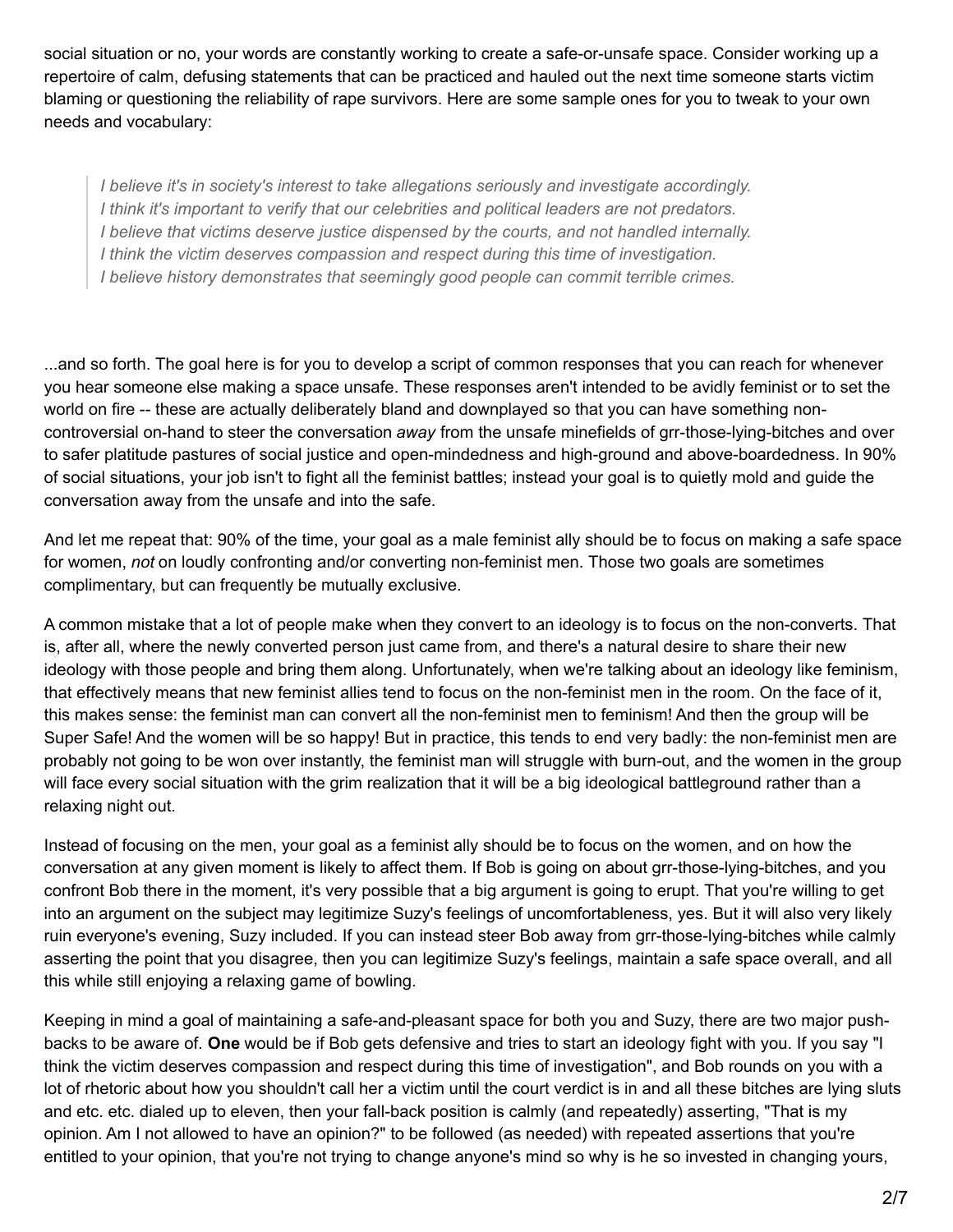social situation or no, your words are constantly working to create a safe-or-unsafe space. Consider working up a repertoire of calm, defusing statements that can be practiced and hauled out the next time someone starts victim blaming or questioning the reliability of rape survivors. Here are some sample ones for you to tweak to your own needs and vocabulary:

> *I believe it's in society's interest to take allegations seriously and investigate accordingly.*
> *I think it's important to verify that our celebrities and political leaders are not predators.*
> *I believe that victims deserve justice dispensed by the courts, and not handled internally.*
> *I think the victim deserves compassion and respect during this time of investigation.*
> *I believe history demonstrates that seemingly good people can commit terrible crimes.*

...and so forth. The goal here is for you to develop a script of common responses that you can reach for whenever you hear someone else making a space unsafe. These responses aren't intended to be avidly feminist or to set the world on fire -- these are actually deliberately bland and downplayed so that you can have something non-controversial on-hand to steer the conversation *away* from the unsafe minefields of grr-those-lying-bitches and over to safer platitude pastures of social justice and open-mindedness and high-ground and above-boardedness. In 90% of social situations, your job isn't to fight all the feminist battles; instead your goal is to quietly mold and guide the conversation away from the unsafe and into the safe.

And let me repeat that: 90% of the time, your goal as a male feminist ally should be to focus on making a safe space for women, *not* on loudly confronting and/or converting non-feminist men. Those two goals are sometimes complimentary, but can frequently be mutually exclusive.

A common mistake that a lot of people make when they convert to an ideology is to focus on the non-converts. That is, after all, where the newly converted person just came from, and there's a natural desire to share their new ideology with those people and bring them along. Unfortunately, when we're talking about an ideology like feminism, that effectively means that new feminist allies tend to focus on the non-feminist men in the room. On the face of it, this makes sense: the feminist man can convert all the non-feminist men to feminism! And then the group will be Super Safe! And the women will be so happy! But in practice, this tends to end very badly: the non-feminist men are probably not going to be won over instantly, the feminist man will struggle with burn-out, and the women in the group will face every social situation with the grim realization that it will be a big ideological battleground rather than a relaxing night out.

Instead of focusing on the men, your goal as a feminist ally should be to focus on the women, and on how the conversation at any given moment is likely to affect them. If Bob is going on about grr-those-lying-bitches, and you confront Bob there in the moment, it's very possible that a big argument is going to erupt. That you're willing to get into an argument on the subject may legitimize Suzy's feelings of uncomfortableness, yes. But it will also very likely ruin everyone's evening, Suzy included. If you can instead steer Bob away from grr-those-lying-bitches while calmly asserting the point that you disagree, then you can legitimize Suzy's feelings, maintain a safe space overall, and all this while still enjoying a relaxing game of bowling.

Keeping in mind a goal of maintaining a safe-and-pleasant space for both you and Suzy, there are two major push-backs to be aware of. **One** would be if Bob gets defensive and tries to start an ideology fight with you. If you say "I think the victim deserves compassion and respect during this time of investigation", and Bob rounds on you with a lot of rhetoric about how you shouldn't call her a victim until the court verdict is in and all these bitches are lying sluts and etc. etc. dialed up to eleven, then your fall-back position is calmly (and repeatedly) asserting, "That is my opinion. Am I not allowed to have an opinion?" to be followed (as needed) with repeated assertions that you're entitled to your opinion, that you're not trying to change anyone's mind so why is he so invested in changing yours,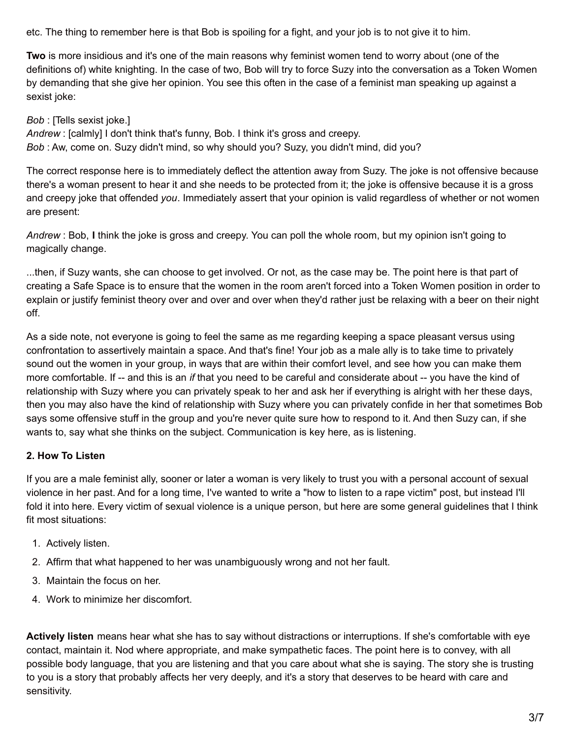etc. The thing to remember here is that Bob is spoiling for a fight, and your job is to not give it to him.

**Two** is more insidious and it's one of the main reasons why feminist women tend to worry about (one of the definitions of) white knighting. In the case of two, Bob will try to force Suzy into the conversation as a Token Women by demanding that she give her opinion. You see this often in the case of a feminist man speaking up against a sexist joke:

*Bob* : [Tells sexist joke.]
*Andrew* : [calmly] I don't think that's funny, Bob. I think it's gross and creepy.
*Bob* : Aw, come on. Suzy didn't mind, so why should you? Suzy, you didn't mind, did you?

The correct response here is to immediately deflect the attention away from Suzy. The joke is not offensive because there's a woman present to hear it and she needs to be protected from it; the joke is offensive because it is a gross and creepy joke that offended *you*. Immediately assert that your opinion is valid regardless of whether or not women are present:

*Andrew* : Bob, **I** think the joke is gross and creepy. You can poll the whole room, but my opinion isn't going to magically change.

...then, if Suzy wants, she can choose to get involved. Or not, as the case may be. The point here is that part of creating a Safe Space is to ensure that the women in the room aren't forced into a Token Women position in order to explain or justify feminist theory over and over and over when they'd rather just be relaxing with a beer on their night off.

As a side note, not everyone is going to feel the same as me regarding keeping a space pleasant versus using confrontation to assertively maintain a space. And that's fine! Your job as a male ally is to take time to privately sound out the women in your group, in ways that are within their comfort level, and see how you can make them more comfortable. If -- and this is an *if* that you need to be careful and considerate about -- you have the kind of relationship with Suzy where you can privately speak to her and ask her if everything is alright with her these days, then you may also have the kind of relationship with Suzy where you can privately confide in her that sometimes Bob says some offensive stuff in the group and you're never quite sure how to respond to it. And then Suzy can, if she wants to, say what she thinks on the subject. Communication is key here, as is listening.

### 2. How To Listen

If you are a male feminist ally, sooner or later a woman is very likely to trust you with a personal account of sexual violence in her past. And for a long time, I've wanted to write a "how to listen to a rape victim" post, but instead I'll fold it into here. Every victim of sexual violence is a unique person, but here are some general guidelines that I think fit most situations:

1. Actively listen.
2. Affirm that what happened to her was unambiguously wrong and not her fault.
3. Maintain the focus on her.
4. Work to minimize her discomfort.

**Actively listen** means hear what she has to say without distractions or interruptions. If she's comfortable with eye contact, maintain it. Nod where appropriate, and make sympathetic faces. The point here is to convey, with all possible body language, that you are listening and that you care about what she is saying. The story she is trusting to you is a story that probably affects her very deeply, and it's a story that deserves to be heard with care and sensitivity.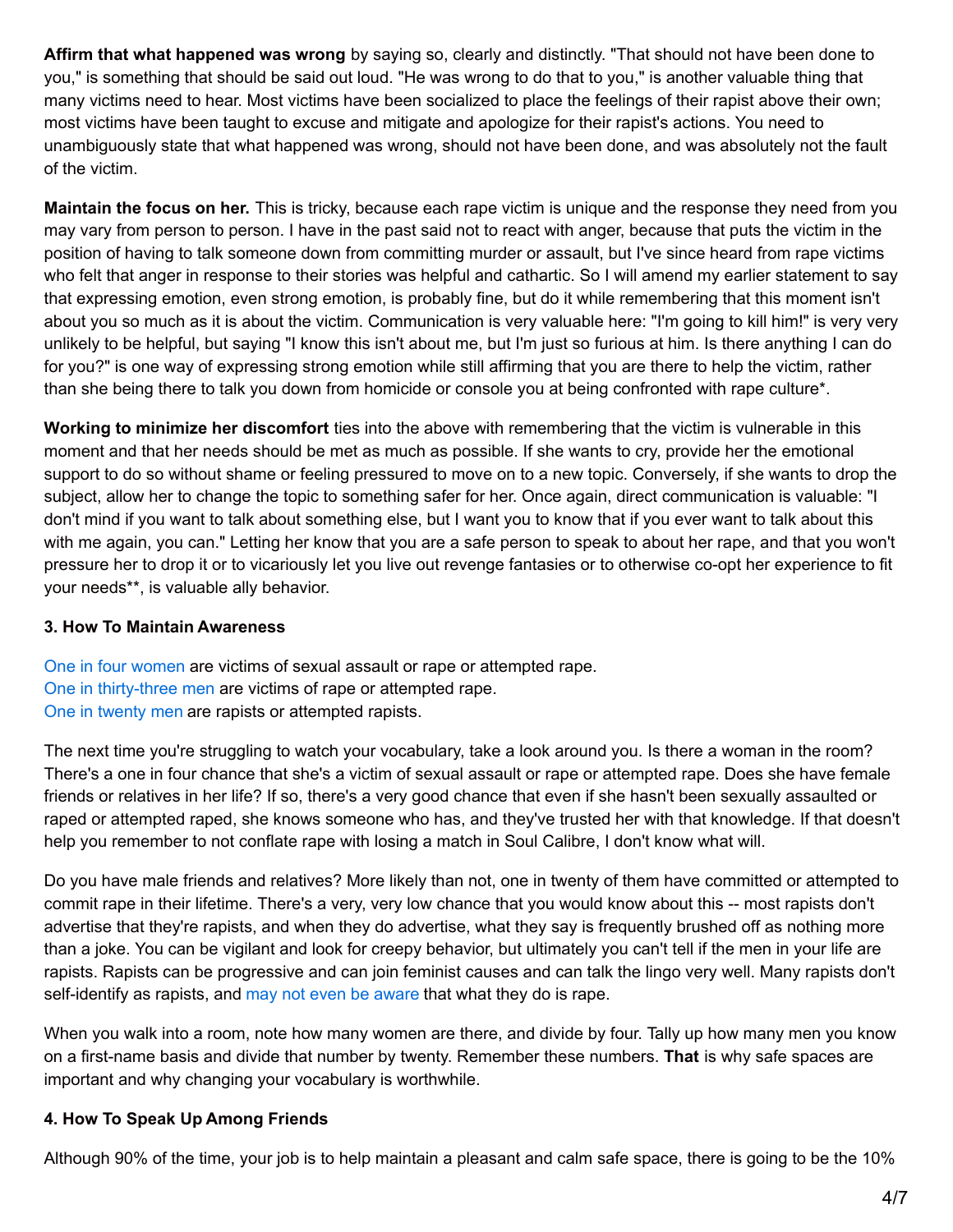**Affirm that what happened was wrong** by saying so, clearly and distinctly. "That should not have been done to you," is something that should be said out loud. "He was wrong to do that to you," is another valuable thing that many victims need to hear. Most victims have been socialized to place the feelings of their rapist above their own; most victims have been taught to excuse and mitigate and apologize for their rapist's actions. You need to unambiguously state that what happened was wrong, should not have been done, and was absolutely not the fault of the victim.

**Maintain the focus on her.** This is tricky, because each rape victim is unique and the response they need from you may vary from person to person. I have in the past said not to react with anger, because that puts the victim in the position of having to talk someone down from committing murder or assault, but I've since heard from rape victims who felt that anger in response to their stories was helpful and cathartic. So I will amend my earlier statement to say that expressing emotion, even strong emotion, is probably fine, but do it while remembering that this moment isn't about you so much as it is about the victim. Communication is very valuable here: "I'm going to kill him!" is very very unlikely to be helpful, but saying "I know this isn't about me, but I'm just so furious at him. Is there anything I can do for you?" is one way of expressing strong emotion while still affirming that you are there to help the victim, rather than she being there to talk you down from homicide or console you at being confronted with rape culture*.

**Working to minimize her discomfort** ties into the above with remembering that the victim is vulnerable in this moment and that her needs should be met as much as possible. If she wants to cry, provide her the emotional support to do so without shame or feeling pressured to move on to a new topic. Conversely, if she wants to drop the subject, allow her to change the topic to something safer for her. Once again, direct communication is valuable: "I don't mind if you want to talk about something else, but I want you to know that if you ever want to talk about this with me again, you can." Letting her know that you are a safe person to speak to about her rape, and that you won't pressure her to drop it or to vicariously let you live out revenge fantasies or to otherwise co-opt her experience to fit your needs**, is valuable ally behavior.

### 3. How To Maintain Awareness

One in four women are victims of sexual assault or rape or attempted rape.
One in thirty-three men are victims of rape or attempted rape.
One in twenty men are rapists or attempted rapists.

The next time you're struggling to watch your vocabulary, take a look around you. Is there a woman in the room? There's a one in four chance that she's a victim of sexual assault or rape or attempted rape. Does she have female friends or relatives in her life? If so, there's a very good chance that even if she hasn't been sexually assaulted or raped or attempted raped, she knows someone who has, and they've trusted her with that knowledge. If that doesn't help you remember to not conflate rape with losing a match in Soul Calibre, I don't know what will.

Do you have male friends and relatives? More likely than not, one in twenty of them have committed or attempted to commit rape in their lifetime. There's a very, very low chance that you would know about this -- most rapists don't advertise that they're rapists, and when they do advertise, what they say is frequently brushed off as nothing more than a joke. You can be vigilant and look for creepy behavior, but ultimately you can't tell if the men in your life are rapists. Rapists can be progressive and can join feminist causes and can talk the lingo very well. Many rapists don't self-identify as rapists, and may not even be aware that what they do is rape.

When you walk into a room, note how many women are there, and divide by four. Tally up how many men you know on a first-name basis and divide that number by twenty. Remember these numbers. **That** is why safe spaces are important and why changing your vocabulary is worthwhile.

### 4. How To Speak Up Among Friends

Although 90% of the time, your job is to help maintain a pleasant and calm safe space, there is going to be the 10%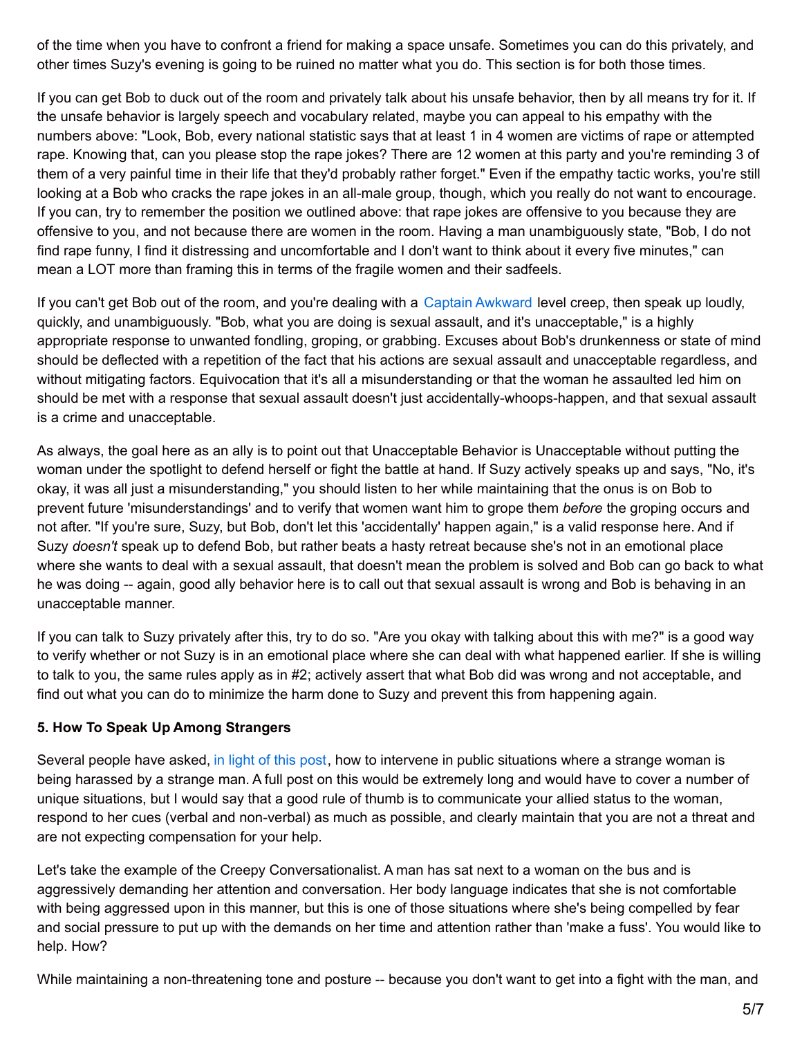of the time when you have to confront a friend for making a space unsafe. Sometimes you can do this privately, and other times Suzy's evening is going to be ruined no matter what you do. This section is for both those times.

If you can get Bob to duck out of the room and privately talk about his unsafe behavior, then by all means try for it. If the unsafe behavior is largely speech and vocabulary related, maybe you can appeal to his empathy with the numbers above: "Look, Bob, every national statistic says that at least 1 in 4 women are victims of rape or attempted rape. Knowing that, can you please stop the rape jokes? There are 12 women at this party and you're reminding 3 of them of a very painful time in their life that they'd probably rather forget." Even if the empathy tactic works, you're still looking at a Bob who cracks the rape jokes in an all-male group, though, which you really do not want to encourage. If you can, try to remember the position we outlined above: that rape jokes are offensive to you because they are offensive to you, and not because there are women in the room. Having a man unambiguously state, "Bob, I do not find rape funny, I find it distressing and uncomfortable and I don't want to think about it every five minutes," can mean a LOT more than framing this in terms of the fragile women and their sadfeels.

If you can't get Bob out of the room, and you're dealing with a Captain Awkward level creep, then speak up loudly, quickly, and unambiguously. "Bob, what you are doing is sexual assault, and it's unacceptable," is a highly appropriate response to unwanted fondling, groping, or grabbing. Excuses about Bob's drunkenness or state of mind should be deflected with a repetition of the fact that his actions are sexual assault and unacceptable regardless, and without mitigating factors. Equivocation that it's all a misunderstanding or that the woman he assaulted led him on should be met with a response that sexual assault doesn't just accidentally-whoops-happen, and that sexual assault is a crime and unacceptable.

As always, the goal here as an ally is to point out that Unacceptable Behavior is Unacceptable without putting the woman under the spotlight to defend herself or fight the battle at hand. If Suzy actively speaks up and says, "No, it's okay, it was all just a misunderstanding," you should listen to her while maintaining that the onus is on Bob to prevent future 'misunderstandings' and to verify that women want him to grope them *before* the groping occurs and not after. "If you're sure, Suzy, but Bob, don't let this 'accidentally' happen again," is a valid response here. And if Suzy *doesn't* speak up to defend Bob, but rather beats a hasty retreat because she's not in an emotional place where she wants to deal with a sexual assault, that doesn't mean the problem is solved and Bob can go back to what he was doing -- again, good ally behavior here is to call out that sexual assault is wrong and Bob is behaving in an unacceptable manner.

If you can talk to Suzy privately after this, try to do so. "Are you okay with talking about this with me?" is a good way to verify whether or not Suzy is in an emotional place where she can deal with what happened earlier. If she is willing to talk to you, the same rules apply as in #2; actively assert that what Bob did was wrong and not acceptable, and find out what you can do to minimize the harm done to Suzy and prevent this from happening again.

**5. How To Speak Up Among Strangers**

Several people have asked, in light of this post, how to intervene in public situations where a strange woman is being harassed by a strange man. A full post on this would be extremely long and would have to cover a number of unique situations, but I would say that a good rule of thumb is to communicate your allied status to the woman, respond to her cues (verbal and non-verbal) as much as possible, and clearly maintain that you are not a threat and are not expecting compensation for your help.

Let's take the example of the Creepy Conversationalist. A man has sat next to a woman on the bus and is aggressively demanding her attention and conversation. Her body language indicates that she is not comfortable with being aggressed upon in this manner, but this is one of those situations where she's being compelled by fear and social pressure to put up with the demands on her time and attention rather than 'make a fuss'. You would like to help. How?

While maintaining a non-threatening tone and posture -- because you don't want to get into a fight with the man, and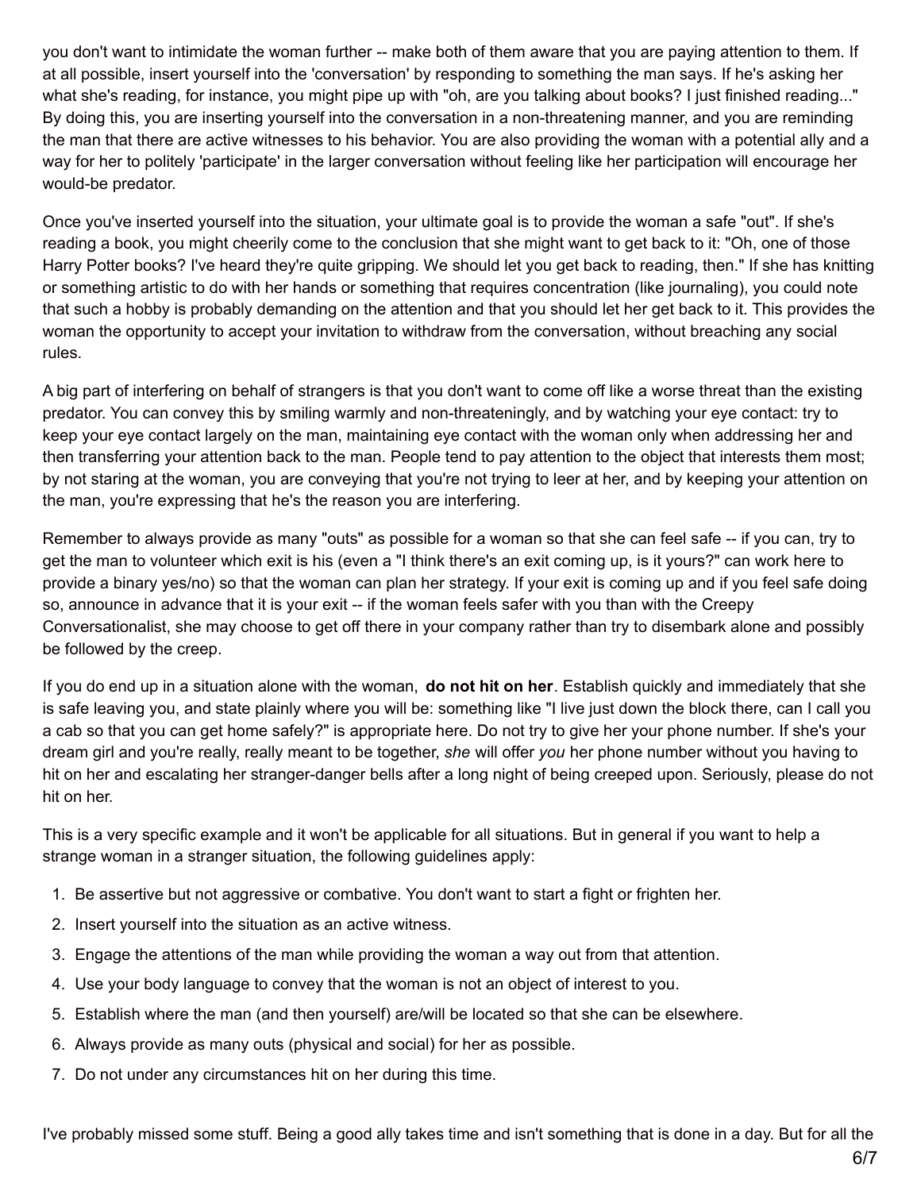you don't want to intimidate the woman further -- make both of them aware that you are paying attention to them. If at all possible, insert yourself into the 'conversation' by responding to something the man says. If he's asking her what she's reading, for instance, you might pipe up with "oh, are you talking about books? I just finished reading..." By doing this, you are inserting yourself into the conversation in a non-threatening manner, and you are reminding the man that there are active witnesses to his behavior. You are also providing the woman with a potential ally and a way for her to politely 'participate' in the larger conversation without feeling like her participation will encourage her would-be predator.

Once you've inserted yourself into the situation, your ultimate goal is to provide the woman a safe "out". If she's reading a book, you might cheerily come to the conclusion that she might want to get back to it: "Oh, one of those Harry Potter books? I've heard they're quite gripping. We should let you get back to reading, then." If she has knitting or something artistic to do with her hands or something that requires concentration (like journaling), you could note that such a hobby is probably demanding on the attention and that you should let her get back to it. This provides the woman the opportunity to accept your invitation to withdraw from the conversation, without breaching any social rules.

A big part of interfering on behalf of strangers is that you don't want to come off like a worse threat than the existing predator. You can convey this by smiling warmly and non-threateningly, and by watching your eye contact: try to keep your eye contact largely on the man, maintaining eye contact with the woman only when addressing her and then transferring your attention back to the man. People tend to pay attention to the object that interests them most; by not staring at the woman, you are conveying that you're not trying to leer at her, and by keeping your attention on the man, you're expressing that he's the reason you are interfering.

Remember to always provide as many "outs" as possible for a woman so that she can feel safe -- if you can, try to get the man to volunteer which exit is his (even a "I think there's an exit coming up, is it yours?" can work here to provide a binary yes/no) so that the woman can plan her strategy. If your exit is coming up and if you feel safe doing so, announce in advance that it is your exit -- if the woman feels safer with you than with the Creepy Conversationalist, she may choose to get off there in your company rather than try to disembark alone and possibly be followed by the creep.

If you do end up in a situation alone with the woman, **do not hit on her**. Establish quickly and immediately that she is safe leaving you, and state plainly where you will be: something like "I live just down the block there, can I call you a cab so that you can get home safely?" is appropriate here. Do not try to give her your phone number. If she's your dream girl and you're really, really meant to be together, *she* will offer *you* her phone number without you having to hit on her and escalating her stranger-danger bells after a long night of being creeped upon. Seriously, please do not hit on her.

This is a very specific example and it won't be applicable for all situations. But in general if you want to help a strange woman in a stranger situation, the following guidelines apply:

1. Be assertive but not aggressive or combative. You don't want to start a fight or frighten her.
2. Insert yourself into the situation as an active witness.
3. Engage the attentions of the man while providing the woman a way out from that attention.
4. Use your body language to convey that the woman is not an object of interest to you.
5. Establish where the man (and then yourself) are/will be located so that she can be elsewhere.
6. Always provide as many outs (physical and social) for her as possible.
7. Do not under any circumstances hit on her during this time.

I've probably missed some stuff. Being a good ally takes time and isn't something that is done in a day. But for all the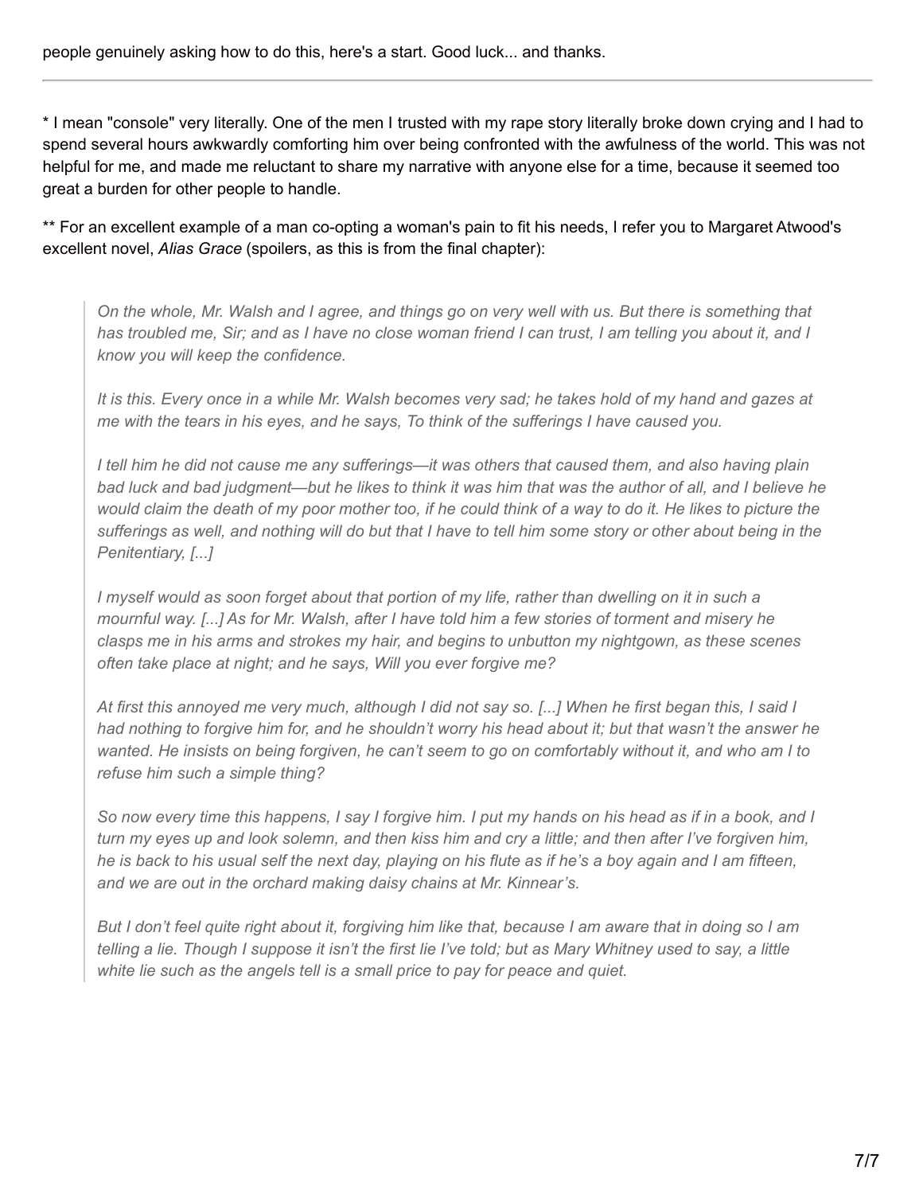people genuinely asking how to do this, here's a start. Good luck... and thanks.

---

* I mean "console" very literally. One of the men I trusted with my rape story literally broke down crying and I had to spend several hours awkwardly comforting him over being confronted with the awfulness of the world. This was not helpful for me, and made me reluctant to share my narrative with anyone else for a time, because it seemed too great a burden for other people to handle.

** For an excellent example of a man co-opting a woman's pain to fit his needs, I refer you to Margaret Atwood's excellent novel, *Alias Grace* (spoilers, as this is from the final chapter):

> *On the whole, Mr. Walsh and I agree, and things go on very well with us. But there is something that has troubled me, Sir; and as I have no close woman friend I can trust, I am telling you about it, and I know you will keep the confidence.*
>
> *It is this. Every once in a while Mr. Walsh becomes very sad; he takes hold of my hand and gazes at me with the tears in his eyes, and he says, To think of the sufferings I have caused you.*
>
> *I tell him he did not cause me any sufferings—it was others that caused them, and also having plain bad luck and bad judgment—but he likes to think it was him that was the author of all, and I believe he would claim the death of my poor mother too, if he could think of a way to do it. He likes to picture the sufferings as well, and nothing will do but that I have to tell him some story or other about being in the Penitentiary, [...]*
>
> *I myself would as soon forget about that portion of my life, rather than dwelling on it in such a mournful way. [...] As for Mr. Walsh, after I have told him a few stories of torment and misery he clasps me in his arms and strokes my hair, and begins to unbutton my nightgown, as these scenes often take place at night; and he says, Will you ever forgive me?*
>
> *At first this annoyed me very much, although I did not say so. [...] When he first began this, I said I had nothing to forgive him for, and he shouldn't worry his head about it; but that wasn't the answer he wanted. He insists on being forgiven, he can't seem to go on comfortably without it, and who am I to refuse him such a simple thing?*
>
> *So now every time this happens, I say I forgive him. I put my hands on his head as if in a book, and I turn my eyes up and look solemn, and then kiss him and cry a little; and then after I've forgiven him, he is back to his usual self the next day, playing on his flute as if he's a boy again and I am fifteen, and we are out in the orchard making daisy chains at Mr. Kinnear's.*
>
> *But I don't feel quite right about it, forgiving him like that, because I am aware that in doing so I am telling a lie. Though I suppose it isn't the first lie I've told; but as Mary Whitney used to say, a little white lie such as the angels tell is a small price to pay for peace and quiet.*